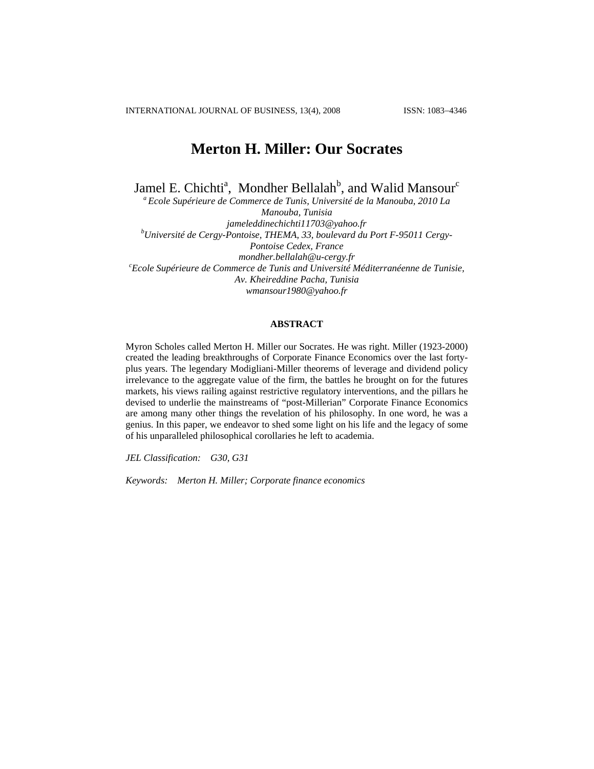# Merton H. Miller: Our Socrates

Jamel E. Chichti[a], Mondher Bellalah[b], and Walid Mansour[c]

[a] *Ecole Supérieure de Commerce de Tunis, Université de la Manouba, 2010 La Manouba, Tunisia*
*jameleddinechichti11703@yahoo.fr*

[b] *Université de Cergy-Pontoise, THEMA, 33, boulevard du Port F-95011 Cergy-Pontoise Cedex, France*
*mondher.bellalah@u-cergy.fr*

[c] *Ecole Supérieure de Commerce de Tunis and Université Méditerranéenne de Tunisie, Av. Kheireddine Pacha, Tunisia*
*wmansour1980@yahoo.fr*

## ABSTRACT

Myron Scholes called Merton H. Miller our Socrates. He was right. Miller (1923-2000) created the leading breakthroughs of Corporate Finance Economics over the last forty-plus years. The legendary Modigliani-Miller theorems of leverage and dividend policy irrelevance to the aggregate value of the firm, the battles he brought on for the futures markets, his views railing against restrictive regulatory interventions, and the pillars he devised to underlie the mainstreams of "post-Millerian" Corporate Finance Economics are among many other things the revelation of his philosophy. In one word, he was a genius. In this paper, we endeavor to shed some light on his life and the legacy of some of his unparalleled philosophical corollaries he left to academia.

*JEL Classification:* *G30, G31*

*Keywords:* *Merton H. Miller; Corporate finance economics*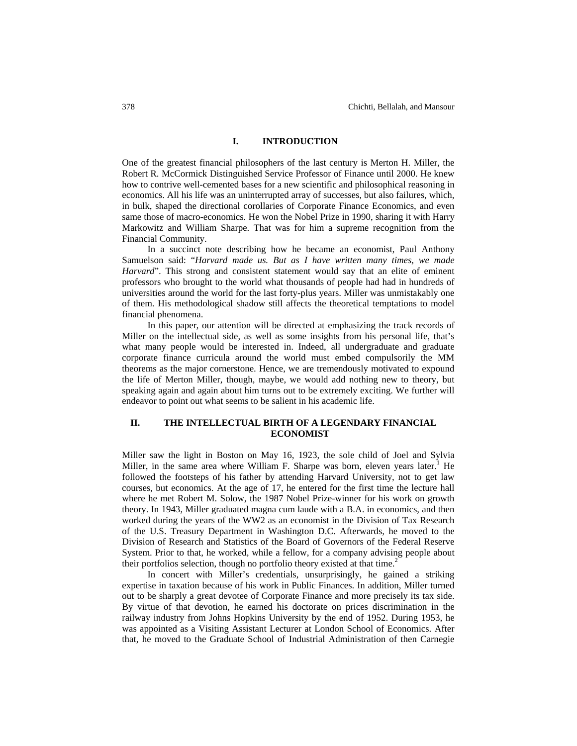## I. INTRODUCTION

One of the greatest financial philosophers of the last century is Merton H. Miller, the Robert R. McCormick Distinguished Service Professor of Finance until 2000. He knew how to contrive well-cemented bases for a new scientific and philosophical reasoning in economics. All his life was an uninterrupted array of successes, but also failures, which, in bulk, shaped the directional corollaries of Corporate Finance Economics, and even same those of macro-economics. He won the Nobel Prize in 1990, sharing it with Harry Markowitz and William Sharpe. That was for him a supreme recognition from the Financial Community.

In a succinct note describing how he became an economist, Paul Anthony Samuelson said: "*Harvard made us. But as I have written many times, we made Harvard*". This strong and consistent statement would say that an elite of eminent professors who brought to the world what thousands of people had had in hundreds of universities around the world for the last forty-plus years. Miller was unmistakably one of them. His methodological shadow still affects the theoretical temptations to model financial phenomena.

In this paper, our attention will be directed at emphasizing the track records of Miller on the intellectual side, as well as some insights from his personal life, that's what many people would be interested in. Indeed, all undergraduate and graduate corporate finance curricula around the world must embed compulsorily the MM theorems as the major cornerstone. Hence, we are tremendously motivated to expound the life of Merton Miller, though, maybe, we would add nothing new to theory, but speaking again and again about him turns out to be extremely exciting. We further will endeavor to point out what seems to be salient in his academic life.

## II. THE INTELLECTUAL BIRTH OF A LEGENDARY FINANCIAL ECONOMIST

Miller saw the light in Boston on May 16, 1923, the sole child of Joel and Sylvia Miller, in the same area where William F. Sharpe was born, eleven years later.[1] He followed the footsteps of his father by attending Harvard University, not to get law courses, but economics. At the age of 17, he entered for the first time the lecture hall where he met Robert M. Solow, the 1987 Nobel Prize-winner for his work on growth theory. In 1943, Miller graduated magna cum laude with a B.A. in economics, and then worked during the years of the WW2 as an economist in the Division of Tax Research of the U.S. Treasury Department in Washington D.C. Afterwards, he moved to the Division of Research and Statistics of the Board of Governors of the Federal Reserve System. Prior to that, he worked, while a fellow, for a company advising people about their portfolios selection, though no portfolio theory existed at that time.[2]

In concert with Miller's credentials, unsurprisingly, he gained a striking expertise in taxation because of his work in Public Finances. In addition, Miller turned out to be sharply a great devotee of Corporate Finance and more precisely its tax side. By virtue of that devotion, he earned his doctorate on prices discrimination in the railway industry from Johns Hopkins University by the end of 1952. During 1953, he was appointed as a Visiting Assistant Lecturer at London School of Economics. After that, he moved to the Graduate School of Industrial Administration of then Carnegie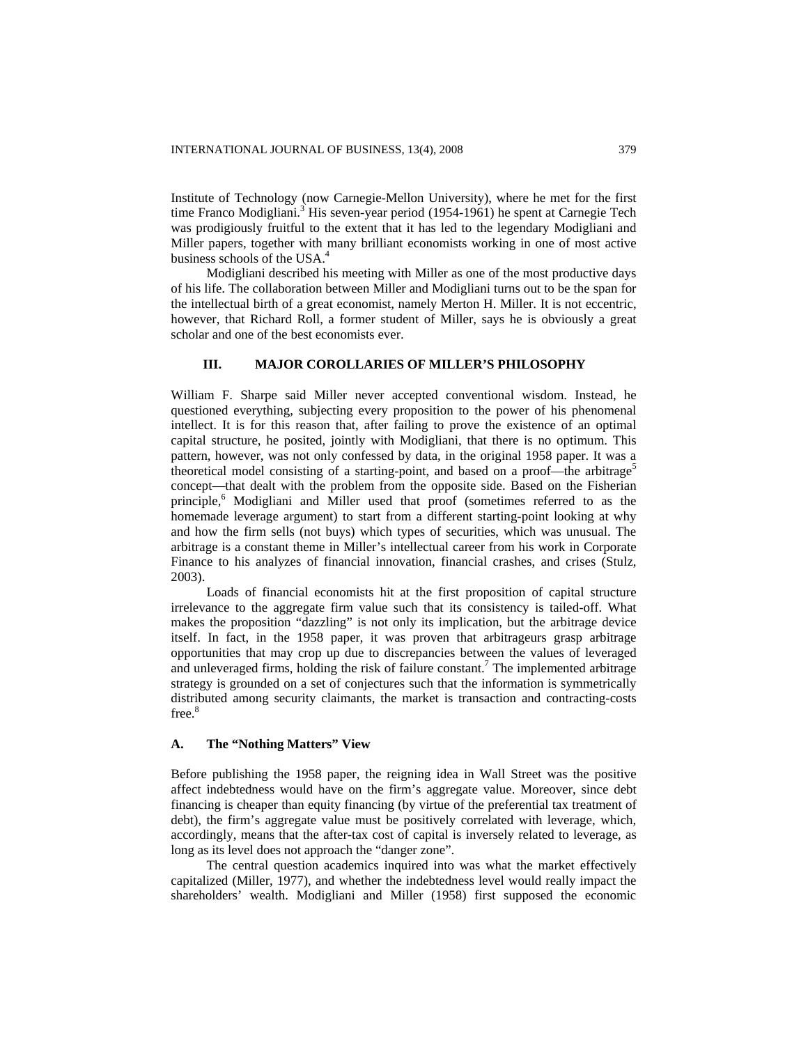Institute of Technology (now Carnegie-Mellon University), where he met for the first time Franco Modigliani.[3] His seven-year period (1954-1961) he spent at Carnegie Tech was prodigiously fruitful to the extent that it has led to the legendary Modigliani and Miller papers, together with many brilliant economists working in one of most active business schools of the USA.[4]

Modigliani described his meeting with Miller as one of the most productive days of his life. The collaboration between Miller and Modigliani turns out to be the span for the intellectual birth of a great economist, namely Merton H. Miller. It is not eccentric, however, that Richard Roll, a former student of Miller, says he is obviously a great scholar and one of the best economists ever.

## III. MAJOR COROLLARIES OF MILLER'S PHILOSOPHY

William F. Sharpe said Miller never accepted conventional wisdom. Instead, he questioned everything, subjecting every proposition to the power of his phenomenal intellect. It is for this reason that, after failing to prove the existence of an optimal capital structure, he posited, jointly with Modigliani, that there is no optimum. This pattern, however, was not only confessed by data, in the original 1958 paper. It was a theoretical model consisting of a starting-point, and based on a proof—the arbitrage[5] concept—that dealt with the problem from the opposite side. Based on the Fisherian principle,[6] Modigliani and Miller used that proof (sometimes referred to as the homemade leverage argument) to start from a different starting-point looking at why and how the firm sells (not buys) which types of securities, which was unusual. The arbitrage is a constant theme in Miller's intellectual career from his work in Corporate Finance to his analyzes of financial innovation, financial crashes, and crises (Stulz, 2003).

Loads of financial economists hit at the first proposition of capital structure irrelevance to the aggregate firm value such that its consistency is tailed-off. What makes the proposition "dazzling" is not only its implication, but the arbitrage device itself. In fact, in the 1958 paper, it was proven that arbitrageurs grasp arbitrage opportunities that may crop up due to discrepancies between the values of leveraged and unleveraged firms, holding the risk of failure constant.[7] The implemented arbitrage strategy is grounded on a set of conjectures such that the information is symmetrically distributed among security claimants, the market is transaction and contracting-costs free.[8]

### A. The "Nothing Matters" View

Before publishing the 1958 paper, the reigning idea in Wall Street was the positive affect indebtedness would have on the firm's aggregate value. Moreover, since debt financing is cheaper than equity financing (by virtue of the preferential tax treatment of debt), the firm's aggregate value must be positively correlated with leverage, which, accordingly, means that the after-tax cost of capital is inversely related to leverage, as long as its level does not approach the "danger zone".

The central question academics inquired into was what the market effectively capitalized (Miller, 1977), and whether the indebtedness level would really impact the shareholders' wealth. Modigliani and Miller (1958) first supposed the economic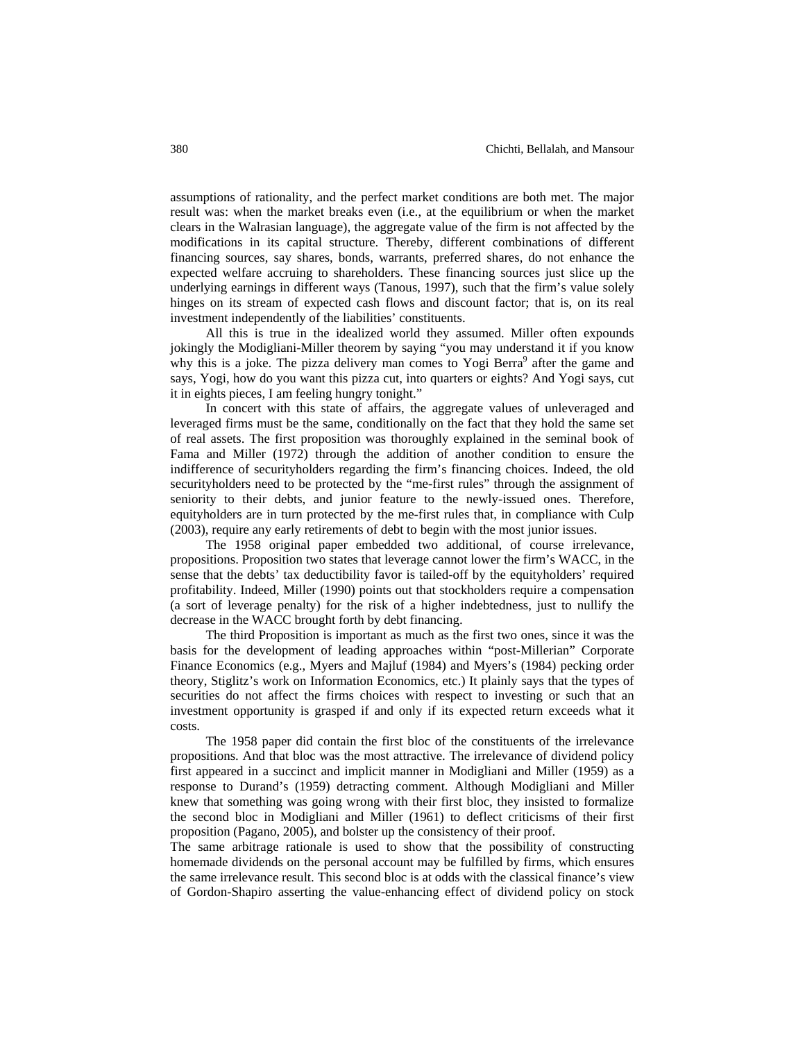assumptions of rationality, and the perfect market conditions are both met. The major result was: when the market breaks even (i.e., at the equilibrium or when the market clears in the Walrasian language), the aggregate value of the firm is not affected by the modifications in its capital structure. Thereby, different combinations of different financing sources, say shares, bonds, warrants, preferred shares, do not enhance the expected welfare accruing to shareholders. These financing sources just slice up the underlying earnings in different ways (Tanous, 1997), such that the firm's value solely hinges on its stream of expected cash flows and discount factor; that is, on its real investment independently of the liabilities' constituents.

All this is true in the idealized world they assumed. Miller often expounds jokingly the Modigliani-Miller theorem by saying "you may understand it if you know why this is a joke. The pizza delivery man comes to Yogi Berra[9] after the game and says, Yogi, how do you want this pizza cut, into quarters or eights? And Yogi says, cut it in eights pieces, I am feeling hungry tonight."

In concert with this state of affairs, the aggregate values of unleveraged and leveraged firms must be the same, conditionally on the fact that they hold the same set of real assets. The first proposition was thoroughly explained in the seminal book of Fama and Miller (1972) through the addition of another condition to ensure the indifference of securityholders regarding the firm's financing choices. Indeed, the old securityholders need to be protected by the "me-first rules" through the assignment of seniority to their debts, and junior feature to the newly-issued ones. Therefore, equityholders are in turn protected by the me-first rules that, in compliance with Culp (2003), require any early retirements of debt to begin with the most junior issues.

The 1958 original paper embedded two additional, of course irrelevance, propositions. Proposition two states that leverage cannot lower the firm's WACC, in the sense that the debts' tax deductibility favor is tailed-off by the equityholders' required profitability. Indeed, Miller (1990) points out that stockholders require a compensation (a sort of leverage penalty) for the risk of a higher indebtedness, just to nullify the decrease in the WACC brought forth by debt financing.

The third Proposition is important as much as the first two ones, since it was the basis for the development of leading approaches within "post-Millerian" Corporate Finance Economics (e.g., Myers and Majluf (1984) and Myers's (1984) pecking order theory, Stiglitz's work on Information Economics, etc.) It plainly says that the types of securities do not affect the firms choices with respect to investing or such that an investment opportunity is grasped if and only if its expected return exceeds what it costs.

The 1958 paper did contain the first bloc of the constituents of the irrelevance propositions. And that bloc was the most attractive. The irrelevance of dividend policy first appeared in a succinct and implicit manner in Modigliani and Miller (1959) as a response to Durand's (1959) detracting comment. Although Modigliani and Miller knew that something was going wrong with their first bloc, they insisted to formalize the second bloc in Modigliani and Miller (1961) to deflect criticisms of their first proposition (Pagano, 2005), and bolster up the consistency of their proof.

The same arbitrage rationale is used to show that the possibility of constructing homemade dividends on the personal account may be fulfilled by firms, which ensures the same irrelevance result. This second bloc is at odds with the classical finance's view of Gordon-Shapiro asserting the value-enhancing effect of dividend policy on stock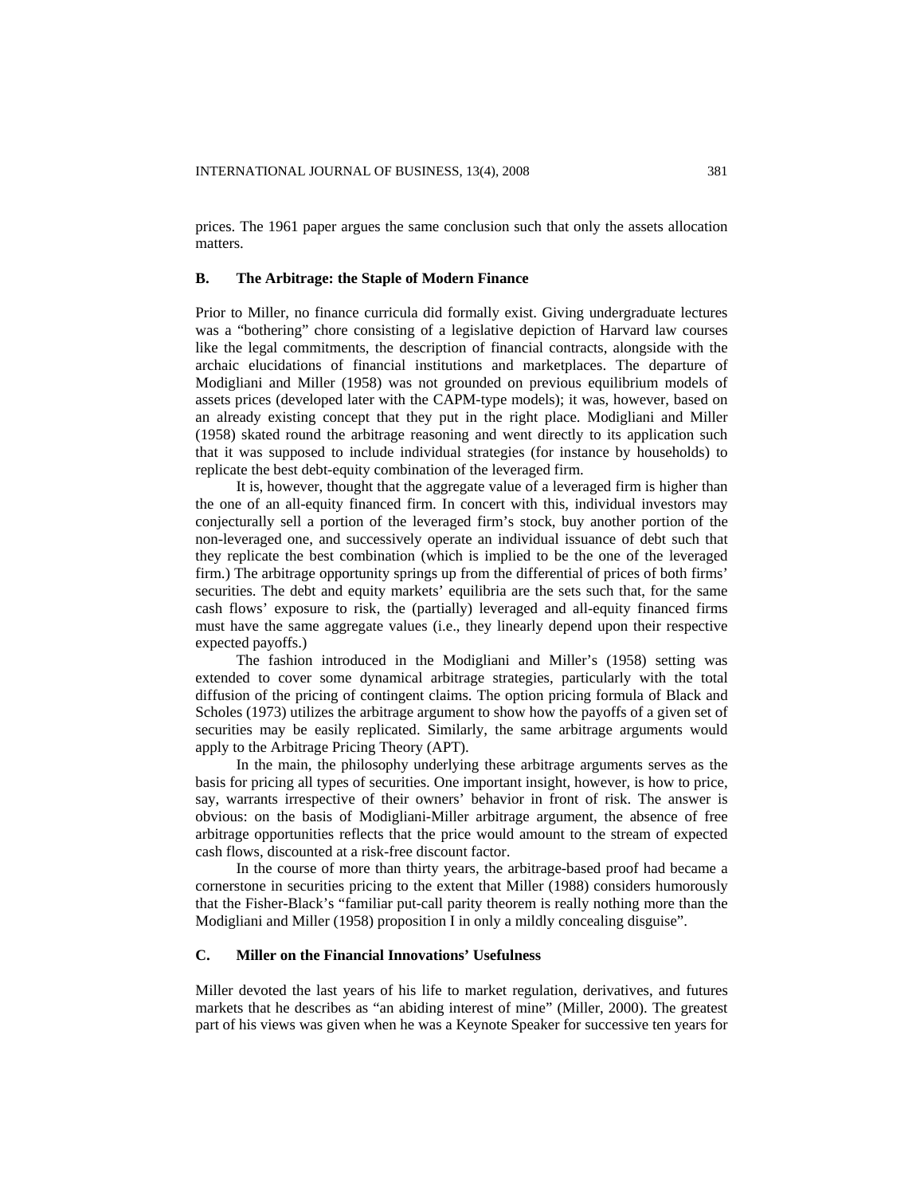prices. The 1961 paper argues the same conclusion such that only the assets allocation matters.

### B. The Arbitrage: the Staple of Modern Finance

Prior to Miller, no finance curricula did formally exist. Giving undergraduate lectures was a "bothering" chore consisting of a legislative depiction of Harvard law courses like the legal commitments, the description of financial contracts, alongside with the archaic elucidations of financial institutions and marketplaces. The departure of Modigliani and Miller (1958) was not grounded on previous equilibrium models of assets prices (developed later with the CAPM-type models); it was, however, based on an already existing concept that they put in the right place. Modigliani and Miller (1958) skated round the arbitrage reasoning and went directly to its application such that it was supposed to include individual strategies (for instance by households) to replicate the best debt-equity combination of the leveraged firm.

It is, however, thought that the aggregate value of a leveraged firm is higher than the one of an all-equity financed firm. In concert with this, individual investors may conjecturally sell a portion of the leveraged firm's stock, buy another portion of the non-leveraged one, and successively operate an individual issuance of debt such that they replicate the best combination (which is implied to be the one of the leveraged firm.) The arbitrage opportunity springs up from the differential of prices of both firms' securities. The debt and equity markets' equilibria are the sets such that, for the same cash flows' exposure to risk, the (partially) leveraged and all-equity financed firms must have the same aggregate values (i.e., they linearly depend upon their respective expected payoffs.)

The fashion introduced in the Modigliani and Miller's (1958) setting was extended to cover some dynamical arbitrage strategies, particularly with the total diffusion of the pricing of contingent claims. The option pricing formula of Black and Scholes (1973) utilizes the arbitrage argument to show how the payoffs of a given set of securities may be easily replicated. Similarly, the same arbitrage arguments would apply to the Arbitrage Pricing Theory (APT).

In the main, the philosophy underlying these arbitrage arguments serves as the basis for pricing all types of securities. One important insight, however, is how to price, say, warrants irrespective of their owners' behavior in front of risk. The answer is obvious: on the basis of Modigliani-Miller arbitrage argument, the absence of free arbitrage opportunities reflects that the price would amount to the stream of expected cash flows, discounted at a risk-free discount factor.

In the course of more than thirty years, the arbitrage-based proof had became a cornerstone in securities pricing to the extent that Miller (1988) considers humorously that the Fisher-Black's "familiar put-call parity theorem is really nothing more than the Modigliani and Miller (1958) proposition I in only a mildly concealing disguise".

### C. Miller on the Financial Innovations' Usefulness

Miller devoted the last years of his life to market regulation, derivatives, and futures markets that he describes as "an abiding interest of mine" (Miller, 2000). The greatest part of his views was given when he was a Keynote Speaker for successive ten years for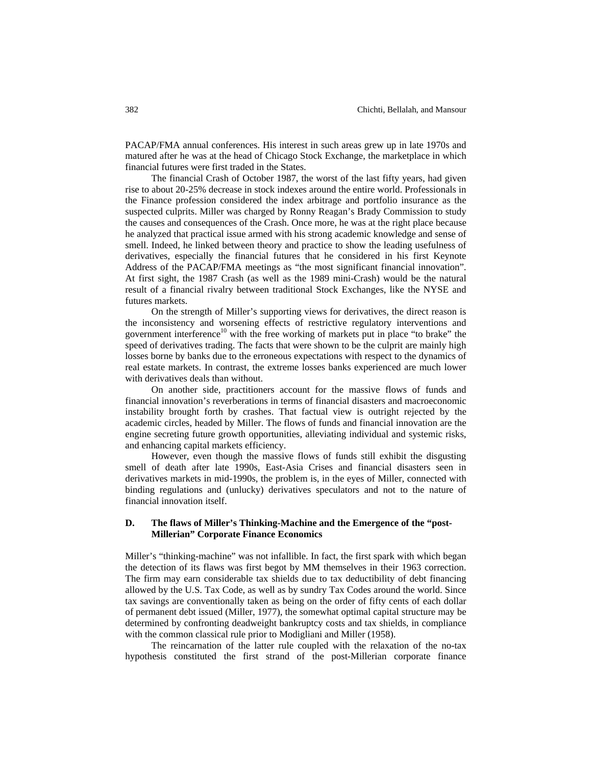PACAP/FMA annual conferences. His interest in such areas grew up in late 1970s and matured after he was at the head of Chicago Stock Exchange, the marketplace in which financial futures were first traded in the States.

The financial Crash of October 1987, the worst of the last fifty years, had given rise to about 20-25% decrease in stock indexes around the entire world. Professionals in the Finance profession considered the index arbitrage and portfolio insurance as the suspected culprits. Miller was charged by Ronny Reagan's Brady Commission to study the causes and consequences of the Crash. Once more, he was at the right place because he analyzed that practical issue armed with his strong academic knowledge and sense of smell. Indeed, he linked between theory and practice to show the leading usefulness of derivatives, especially the financial futures that he considered in his first Keynote Address of the PACAP/FMA meetings as "the most significant financial innovation". At first sight, the 1987 Crash (as well as the 1989 mini-Crash) would be the natural result of a financial rivalry between traditional Stock Exchanges, like the NYSE and futures markets.

On the strength of Miller's supporting views for derivatives, the direct reason is the inconsistency and worsening effects of restrictive regulatory interventions and government interference[10] with the free working of markets put in place "to brake" the speed of derivatives trading. The facts that were shown to be the culprit are mainly high losses borne by banks due to the erroneous expectations with respect to the dynamics of real estate markets. In contrast, the extreme losses banks experienced are much lower with derivatives deals than without.

On another side, practitioners account for the massive flows of funds and financial innovation's reverberations in terms of financial disasters and macroeconomic instability brought forth by crashes. That factual view is outright rejected by the academic circles, headed by Miller. The flows of funds and financial innovation are the engine secreting future growth opportunities, alleviating individual and systemic risks, and enhancing capital markets efficiency.

However, even though the massive flows of funds still exhibit the disgusting smell of death after late 1990s, East-Asia Crises and financial disasters seen in derivatives markets in mid-1990s, the problem is, in the eyes of Miller, connected with binding regulations and (unlucky) derivatives speculators and not to the nature of financial innovation itself.

### D. The flaws of Miller's Thinking-Machine and the Emergence of the "post-Millerian" Corporate Finance Economics

Miller's "thinking-machine" was not infallible. In fact, the first spark with which began the detection of its flaws was first begot by MM themselves in their 1963 correction. The firm may earn considerable tax shields due to tax deductibility of debt financing allowed by the U.S. Tax Code, as well as by sundry Tax Codes around the world. Since tax savings are conventionally taken as being on the order of fifty cents of each dollar of permanent debt issued (Miller, 1977), the somewhat optimal capital structure may be determined by confronting deadweight bankruptcy costs and tax shields, in compliance with the common classical rule prior to Modigliani and Miller (1958).

The reincarnation of the latter rule coupled with the relaxation of the no-tax hypothesis constituted the first strand of the post-Millerian corporate finance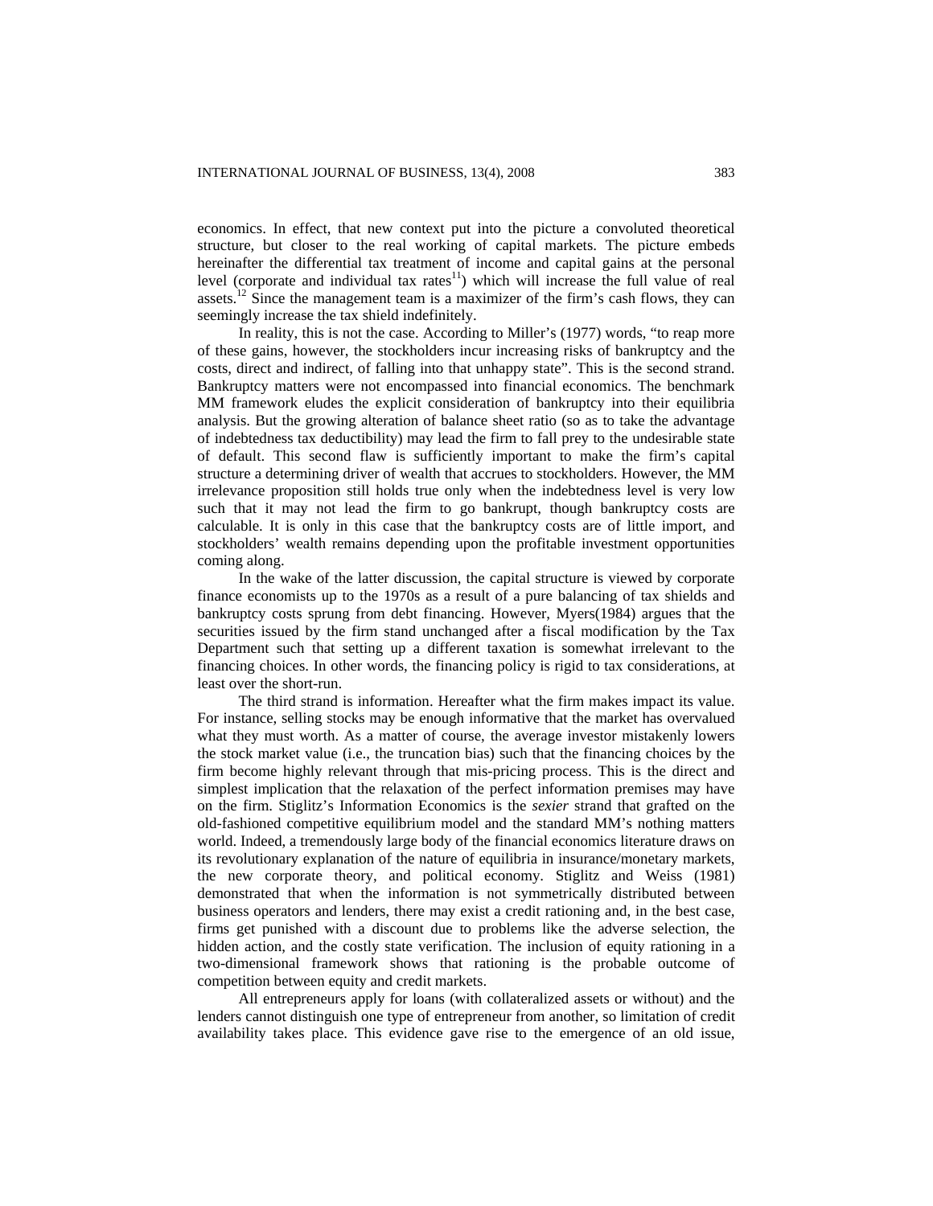economics. In effect, that new context put into the picture a convoluted theoretical structure, but closer to the real working of capital markets. The picture embeds hereinafter the differential tax treatment of income and capital gains at the personal level (corporate and individual tax rates[11]) which will increase the full value of real assets.[12] Since the management team is a maximizer of the firm's cash flows, they can seemingly increase the tax shield indefinitely.

In reality, this is not the case. According to Miller's (1977) words, "to reap more of these gains, however, the stockholders incur increasing risks of bankruptcy and the costs, direct and indirect, of falling into that unhappy state". This is the second strand. Bankruptcy matters were not encompassed into financial economics. The benchmark MM framework eludes the explicit consideration of bankruptcy into their equilibria analysis. But the growing alteration of balance sheet ratio (so as to take the advantage of indebtedness tax deductibility) may lead the firm to fall prey to the undesirable state of default. This second flaw is sufficiently important to make the firm's capital structure a determining driver of wealth that accrues to stockholders. However, the MM irrelevance proposition still holds true only when the indebtedness level is very low such that it may not lead the firm to go bankrupt, though bankruptcy costs are calculable. It is only in this case that the bankruptcy costs are of little import, and stockholders' wealth remains depending upon the profitable investment opportunities coming along.

In the wake of the latter discussion, the capital structure is viewed by corporate finance economists up to the 1970s as a result of a pure balancing of tax shields and bankruptcy costs sprung from debt financing. However, Myers(1984) argues that the securities issued by the firm stand unchanged after a fiscal modification by the Tax Department such that setting up a different taxation is somewhat irrelevant to the financing choices. In other words, the financing policy is rigid to tax considerations, at least over the short-run.

The third strand is information. Hereafter what the firm makes impact its value. For instance, selling stocks may be enough informative that the market has overvalued what they must worth. As a matter of course, the average investor mistakenly lowers the stock market value (i.e., the truncation bias) such that the financing choices by the firm become highly relevant through that mis-pricing process. This is the direct and simplest implication that the relaxation of the perfect information premises may have on the firm. Stiglitz's Information Economics is the *sexier* strand that grafted on the old-fashioned competitive equilibrium model and the standard MM's nothing matters world. Indeed, a tremendously large body of the financial economics literature draws on its revolutionary explanation of the nature of equilibria in insurance/monetary markets, the new corporate theory, and political economy. Stiglitz and Weiss (1981) demonstrated that when the information is not symmetrically distributed between business operators and lenders, there may exist a credit rationing and, in the best case, firms get punished with a discount due to problems like the adverse selection, the hidden action, and the costly state verification. The inclusion of equity rationing in a two-dimensional framework shows that rationing is the probable outcome of competition between equity and credit markets.

All entrepreneurs apply for loans (with collateralized assets or without) and the lenders cannot distinguish one type of entrepreneur from another, so limitation of credit availability takes place. This evidence gave rise to the emergence of an old issue,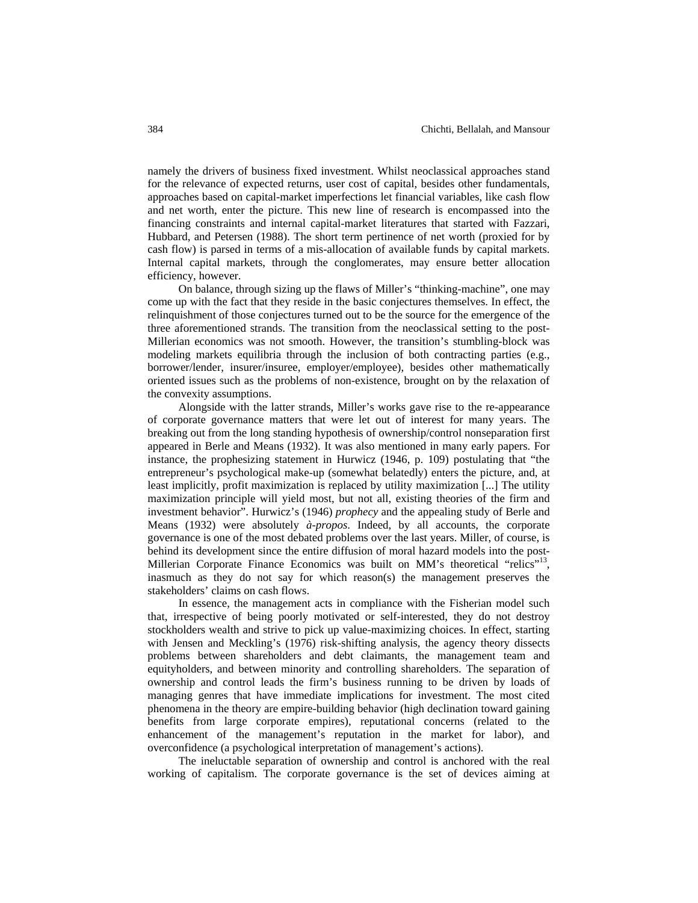namely the drivers of business fixed investment. Whilst neoclassical approaches stand for the relevance of expected returns, user cost of capital, besides other fundamentals, approaches based on capital-market imperfections let financial variables, like cash flow and net worth, enter the picture. This new line of research is encompassed into the financing constraints and internal capital-market literatures that started with Fazzari, Hubbard, and Petersen (1988). The short term pertinence of net worth (proxied for by cash flow) is parsed in terms of a mis-allocation of available funds by capital markets. Internal capital markets, through the conglomerates, may ensure better allocation efficiency, however.

On balance, through sizing up the flaws of Miller's "thinking-machine", one may come up with the fact that they reside in the basic conjectures themselves. In effect, the relinquishment of those conjectures turned out to be the source for the emergence of the three aforementioned strands. The transition from the neoclassical setting to the post-Millerian economics was not smooth. However, the transition's stumbling-block was modeling markets equilibria through the inclusion of both contracting parties (e.g., borrower/lender, insurer/insuree, employer/employee), besides other mathematically oriented issues such as the problems of non-existence, brought on by the relaxation of the convexity assumptions.

Alongside with the latter strands, Miller's works gave rise to the re-appearance of corporate governance matters that were let out of interest for many years. The breaking out from the long standing hypothesis of ownership/control nonseparation first appeared in Berle and Means (1932). It was also mentioned in many early papers. For instance, the prophesizing statement in Hurwicz (1946, p. 109) postulating that "the entrepreneur's psychological make-up (somewhat belatedly) enters the picture, and, at least implicitly, profit maximization is replaced by utility maximization [...] The utility maximization principle will yield most, but not all, existing theories of the firm and investment behavior". Hurwicz's (1946) *prophecy* and the appealing study of Berle and Means (1932) were absolutely *à-propos*. Indeed, by all accounts, the corporate governance is one of the most debated problems over the last years. Miller, of course, is behind its development since the entire diffusion of moral hazard models into the post-Millerian Corporate Finance Economics was built on MM's theoretical "relics"[13], inasmuch as they do not say for which reason(s) the management preserves the stakeholders' claims on cash flows.

In essence, the management acts in compliance with the Fisherian model such that, irrespective of being poorly motivated or self-interested, they do not destroy stockholders wealth and strive to pick up value-maximizing choices. In effect, starting with Jensen and Meckling's (1976) risk-shifting analysis, the agency theory dissects problems between shareholders and debt claimants, the management team and equityholders, and between minority and controlling shareholders. The separation of ownership and control leads the firm's business running to be driven by loads of managing genres that have immediate implications for investment. The most cited phenomena in the theory are empire-building behavior (high declination toward gaining benefits from large corporate empires), reputational concerns (related to the enhancement of the management's reputation in the market for labor), and overconfidence (a psychological interpretation of management's actions).

The ineluctable separation of ownership and control is anchored with the real working of capitalism. The corporate governance is the set of devices aiming at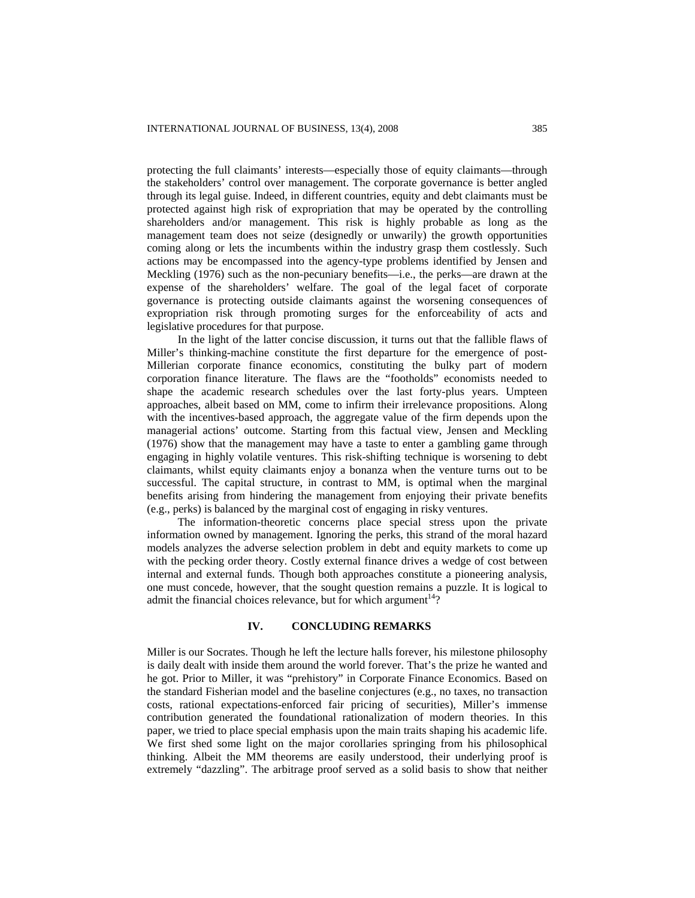protecting the full claimants' interests—especially those of equity claimants—through the stakeholders' control over management. The corporate governance is better angled through its legal guise. Indeed, in different countries, equity and debt claimants must be protected against high risk of expropriation that may be operated by the controlling shareholders and/or management. This risk is highly probable as long as the management team does not seize (designedly or unwarily) the growth opportunities coming along or lets the incumbents within the industry grasp them costlessly. Such actions may be encompassed into the agency-type problems identified by Jensen and Meckling (1976) such as the non-pecuniary benefits—i.e., the perks—are drawn at the expense of the shareholders' welfare. The goal of the legal facet of corporate governance is protecting outside claimants against the worsening consequences of expropriation risk through promoting surges for the enforceability of acts and legislative procedures for that purpose.

In the light of the latter concise discussion, it turns out that the fallible flaws of Miller's thinking-machine constitute the first departure for the emergence of post-Millerian corporate finance economics, constituting the bulky part of modern corporation finance literature. The flaws are the "footholds" economists needed to shape the academic research schedules over the last forty-plus years. Umpteen approaches, albeit based on MM, come to infirm their irrelevance propositions. Along with the incentives-based approach, the aggregate value of the firm depends upon the managerial actions' outcome. Starting from this factual view, Jensen and Meckling (1976) show that the management may have a taste to enter a gambling game through engaging in highly volatile ventures. This risk-shifting technique is worsening to debt claimants, whilst equity claimants enjoy a bonanza when the venture turns out to be successful. The capital structure, in contrast to MM, is optimal when the marginal benefits arising from hindering the management from enjoying their private benefits (e.g., perks) is balanced by the marginal cost of engaging in risky ventures.

The information-theoretic concerns place special stress upon the private information owned by management. Ignoring the perks, this strand of the moral hazard models analyzes the adverse selection problem in debt and equity markets to come up with the pecking order theory. Costly external finance drives a wedge of cost between internal and external funds. Though both approaches constitute a pioneering analysis, one must concede, however, that the sought question remains a puzzle. It is logical to admit the financial choices relevance, but for which argument[14]?

## IV. CONCLUDING REMARKS

Miller is our Socrates. Though he left the lecture halls forever, his milestone philosophy is daily dealt with inside them around the world forever. That's the prize he wanted and he got. Prior to Miller, it was "prehistory" in Corporate Finance Economics. Based on the standard Fisherian model and the baseline conjectures (e.g., no taxes, no transaction costs, rational expectations-enforced fair pricing of securities), Miller's immense contribution generated the foundational rationalization of modern theories. In this paper, we tried to place special emphasis upon the main traits shaping his academic life. We first shed some light on the major corollaries springing from his philosophical thinking. Albeit the MM theorems are easily understood, their underlying proof is extremely "dazzling". The arbitrage proof served as a solid basis to show that neither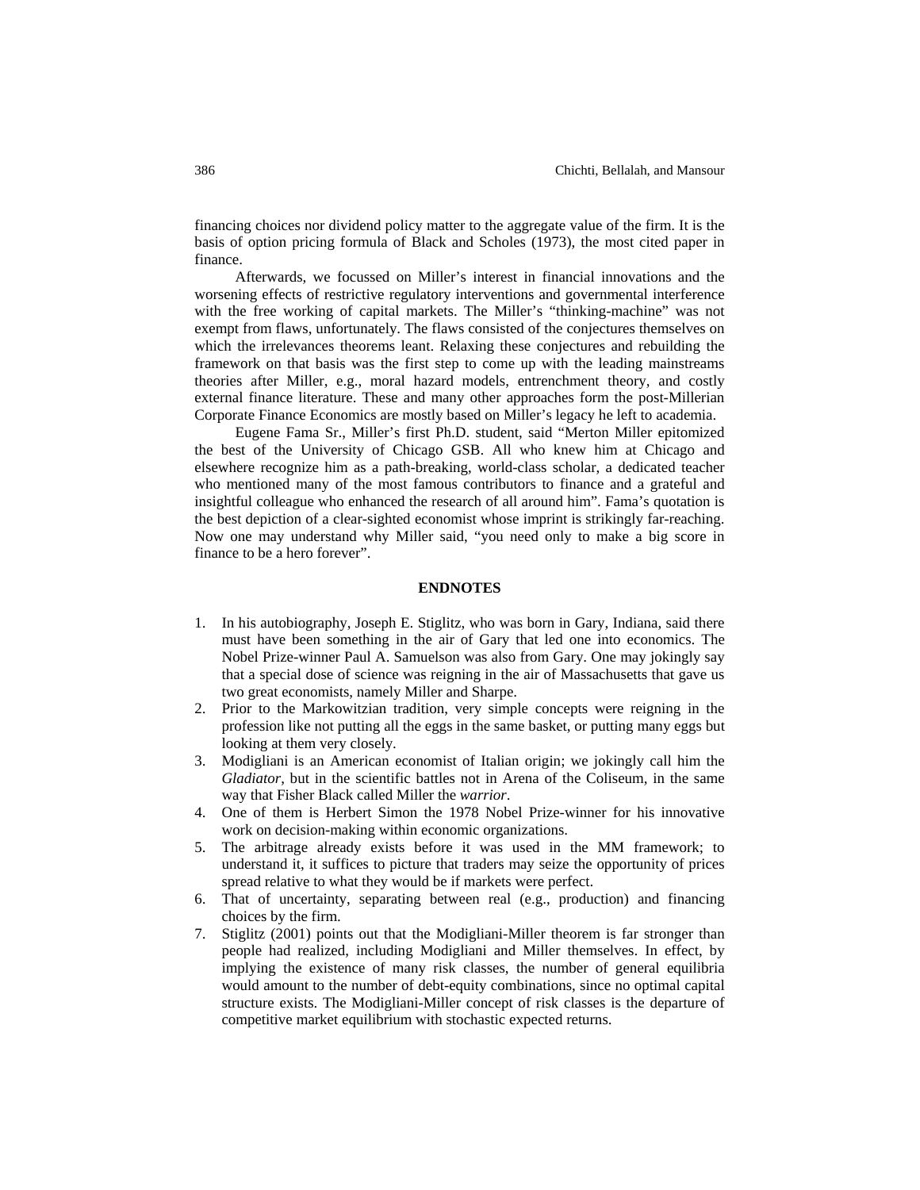financing choices nor dividend policy matter to the aggregate value of the firm. It is the basis of option pricing formula of Black and Scholes (1973), the most cited paper in finance.

Afterwards, we focussed on Miller's interest in financial innovations and the worsening effects of restrictive regulatory interventions and governmental interference with the free working of capital markets. The Miller's "thinking-machine" was not exempt from flaws, unfortunately. The flaws consisted of the conjectures themselves on which the irrelevances theorems leant. Relaxing these conjectures and rebuilding the framework on that basis was the first step to come up with the leading mainstreams theories after Miller, e.g., moral hazard models, entrenchment theory, and costly external finance literature. These and many other approaches form the post-Millerian Corporate Finance Economics are mostly based on Miller's legacy he left to academia.

Eugene Fama Sr., Miller's first Ph.D. student, said "Merton Miller epitomized the best of the University of Chicago GSB. All who knew him at Chicago and elsewhere recognize him as a path-breaking, world-class scholar, a dedicated teacher who mentioned many of the most famous contributors to finance and a grateful and insightful colleague who enhanced the research of all around him". Fama's quotation is the best depiction of a clear-sighted economist whose imprint is strikingly far-reaching. Now one may understand why Miller said, "you need only to make a big score in finance to be a hero forever".

## ENDNOTES

1. In his autobiography, Joseph E. Stiglitz, who was born in Gary, Indiana, said there must have been something in the air of Gary that led one into economics. The Nobel Prize-winner Paul A. Samuelson was also from Gary. One may jokingly say that a special dose of science was reigning in the air of Massachusetts that gave us two great economists, namely Miller and Sharpe.
2. Prior to the Markowitzian tradition, very simple concepts were reigning in the profession like not putting all the eggs in the same basket, or putting many eggs but looking at them very closely.
3. Modigliani is an American economist of Italian origin; we jokingly call him the *Gladiator*, but in the scientific battles not in Arena of the Coliseum, in the same way that Fisher Black called Miller the *warrior*.
4. One of them is Herbert Simon the 1978 Nobel Prize-winner for his innovative work on decision-making within economic organizations.
5. The arbitrage already exists before it was used in the MM framework; to understand it, it suffices to picture that traders may seize the opportunity of prices spread relative to what they would be if markets were perfect.
6. That of uncertainty, separating between real (e.g., production) and financing choices by the firm.
7. Stiglitz (2001) points out that the Modigliani-Miller theorem is far stronger than people had realized, including Modigliani and Miller themselves. In effect, by implying the existence of many risk classes, the number of general equilibria would amount to the number of debt-equity combinations, since no optimal capital structure exists. The Modigliani-Miller concept of risk classes is the departure of competitive market equilibrium with stochastic expected returns.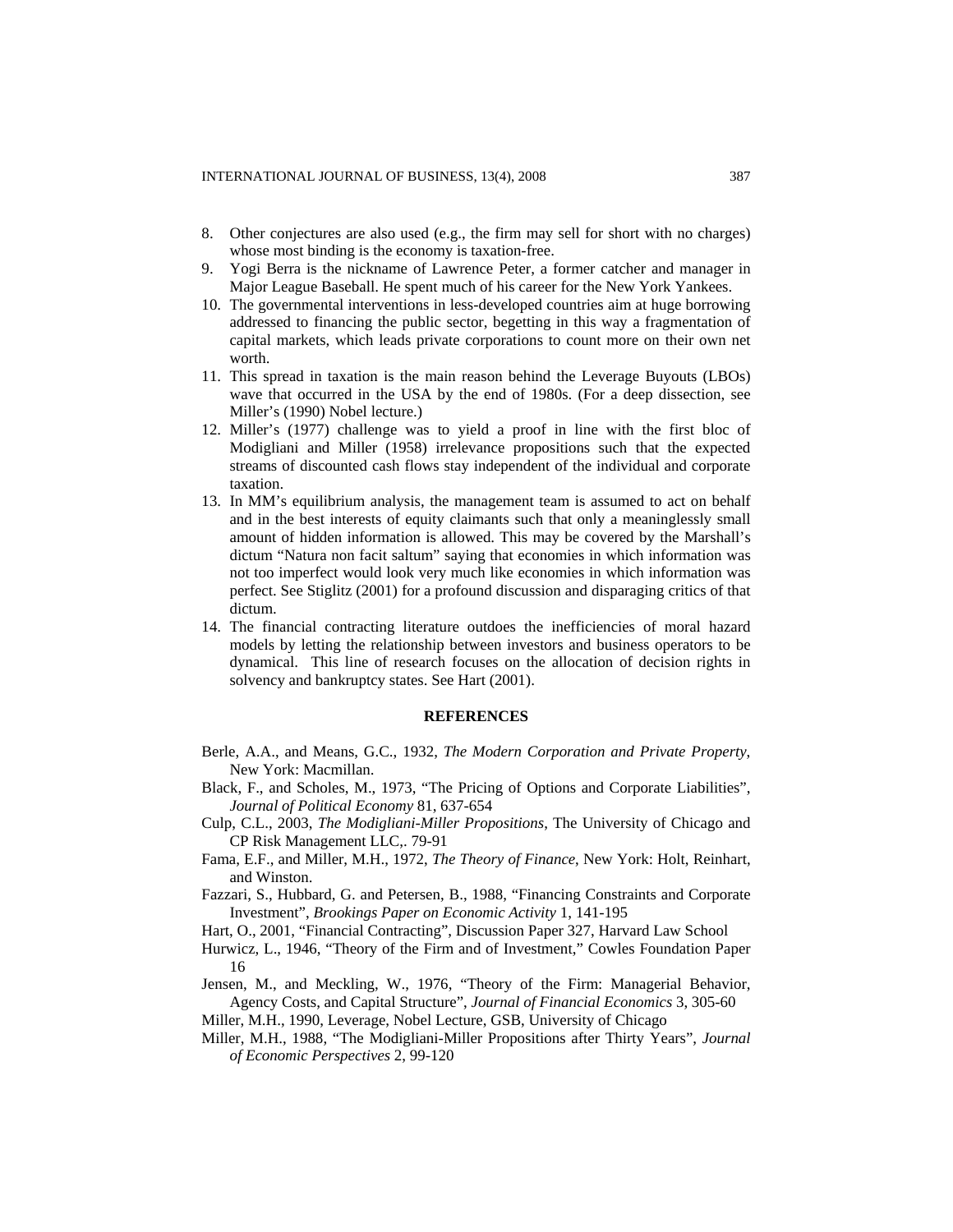8. Other conjectures are also used (e.g., the firm may sell for short with no charges) whose most binding is the economy is taxation-free.
9. Yogi Berra is the nickname of Lawrence Peter, a former catcher and manager in Major League Baseball. He spent much of his career for the New York Yankees.
10. The governmental interventions in less-developed countries aim at huge borrowing addressed to financing the public sector, begetting in this way a fragmentation of capital markets, which leads private corporations to count more on their own net worth.
11. This spread in taxation is the main reason behind the Leverage Buyouts (LBOs) wave that occurred in the USA by the end of 1980s. (For a deep dissection, see Miller's (1990) Nobel lecture.)
12. Miller's (1977) challenge was to yield a proof in line with the first bloc of Modigliani and Miller (1958) irrelevance propositions such that the expected streams of discounted cash flows stay independent of the individual and corporate taxation.
13. In MM's equilibrium analysis, the management team is assumed to act on behalf and in the best interests of equity claimants such that only a meaninglessly small amount of hidden information is allowed. This may be covered by the Marshall's dictum "Natura non facit saltum" saying that economies in which information was not too imperfect would look very much like economies in which information was perfect. See Stiglitz (2001) for a profound discussion and disparaging critics of that dictum.
14. The financial contracting literature outdoes the inefficiencies of moral hazard models by letting the relationship between investors and business operators to be dynamical. This line of research focuses on the allocation of decision rights in solvency and bankruptcy states. See Hart (2001).

## REFERENCES

Berle, A.A., and Means, G.C., 1932, *The Modern Corporation and Private Property*, New York: Macmillan.

Black, F., and Scholes, M., 1973, "The Pricing of Options and Corporate Liabilities", *Journal of Political Economy* 81, 637-654

Culp, C.L., 2003, *The Modigliani-Miller Propositions*, The University of Chicago and CP Risk Management LLC,. 79-91

Fama, E.F., and Miller, M.H., 1972, *The Theory of Finance*, New York: Holt, Reinhart, and Winston.

Fazzari, S., Hubbard, G. and Petersen, B., 1988, "Financing Constraints and Corporate Investment", *Brookings Paper on Economic Activity* 1, 141-195

Hart, O., 2001, "Financial Contracting", Discussion Paper 327, Harvard Law School

Hurwicz, L., 1946, "Theory of the Firm and of Investment," Cowles Foundation Paper 16

Jensen, M., and Meckling, W., 1976, "Theory of the Firm: Managerial Behavior, Agency Costs, and Capital Structure", *Journal of Financial Economics* 3, 305-60

Miller, M.H., 1990, Leverage, Nobel Lecture, GSB, University of Chicago

Miller, M.H., 1988, "The Modigliani-Miller Propositions after Thirty Years", *Journal of Economic Perspectives* 2, 99-120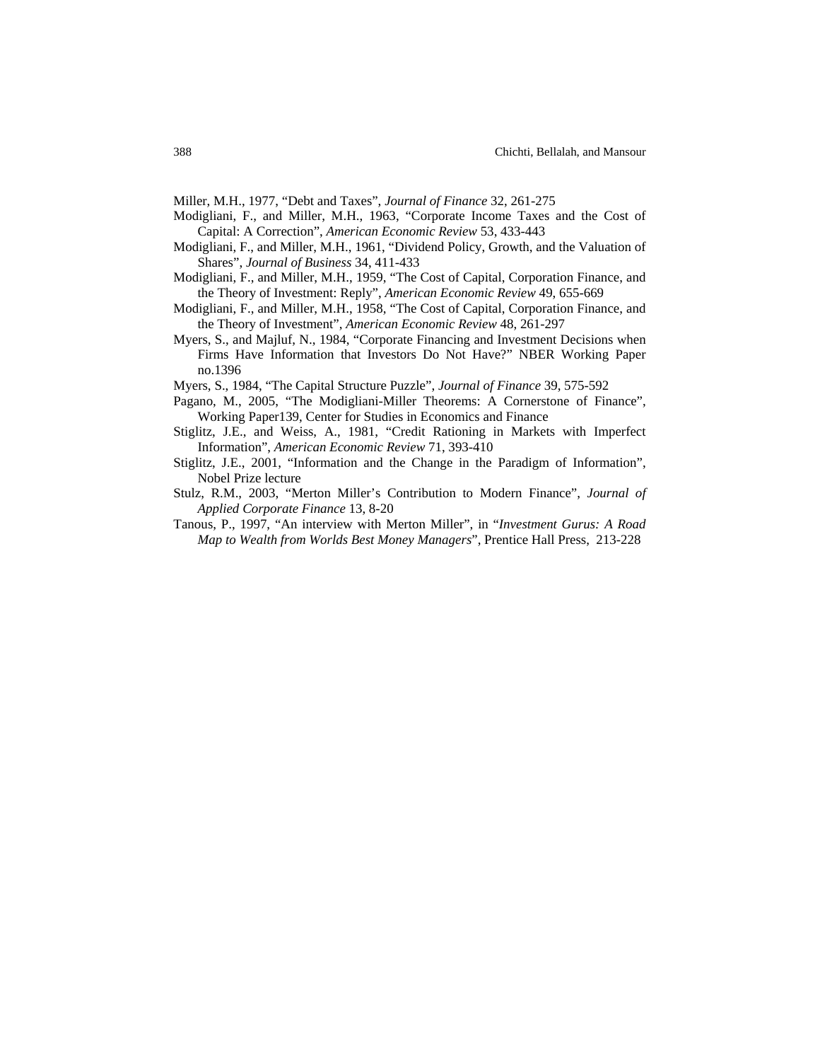Miller, M.H., 1977, "Debt and Taxes", *Journal of Finance* 32, 261-275

Modigliani, F., and Miller, M.H., 1963, "Corporate Income Taxes and the Cost of Capital: A Correction", *American Economic Review* 53, 433-443

Modigliani, F., and Miller, M.H., 1961, "Dividend Policy, Growth, and the Valuation of Shares", *Journal of Business* 34, 411-433

Modigliani, F., and Miller, M.H., 1959, "The Cost of Capital, Corporation Finance, and the Theory of Investment: Reply", *American Economic Review* 49, 655-669

Modigliani, F., and Miller, M.H., 1958, "The Cost of Capital, Corporation Finance, and the Theory of Investment", *American Economic Review* 48, 261-297

Myers, S., and Majluf, N., 1984, "Corporate Financing and Investment Decisions when Firms Have Information that Investors Do Not Have?" NBER Working Paper no.1396

Myers, S., 1984, "The Capital Structure Puzzle", *Journal of Finance* 39, 575-592

Pagano, M., 2005, "The Modigliani-Miller Theorems: A Cornerstone of Finance", Working Paper139, Center for Studies in Economics and Finance

Stiglitz, J.E., and Weiss, A., 1981, "Credit Rationing in Markets with Imperfect Information", *American Economic Review* 71, 393-410

Stiglitz, J.E., 2001, "Information and the Change in the Paradigm of Information", Nobel Prize lecture

Stulz, R.M., 2003, "Merton Miller's Contribution to Modern Finance", *Journal of Applied Corporate Finance* 13, 8-20

Tanous, P., 1997, "An interview with Merton Miller", in "*Investment Gurus: A Road Map to Wealth from Worlds Best Money Managers*", Prentice Hall Press, 213-228